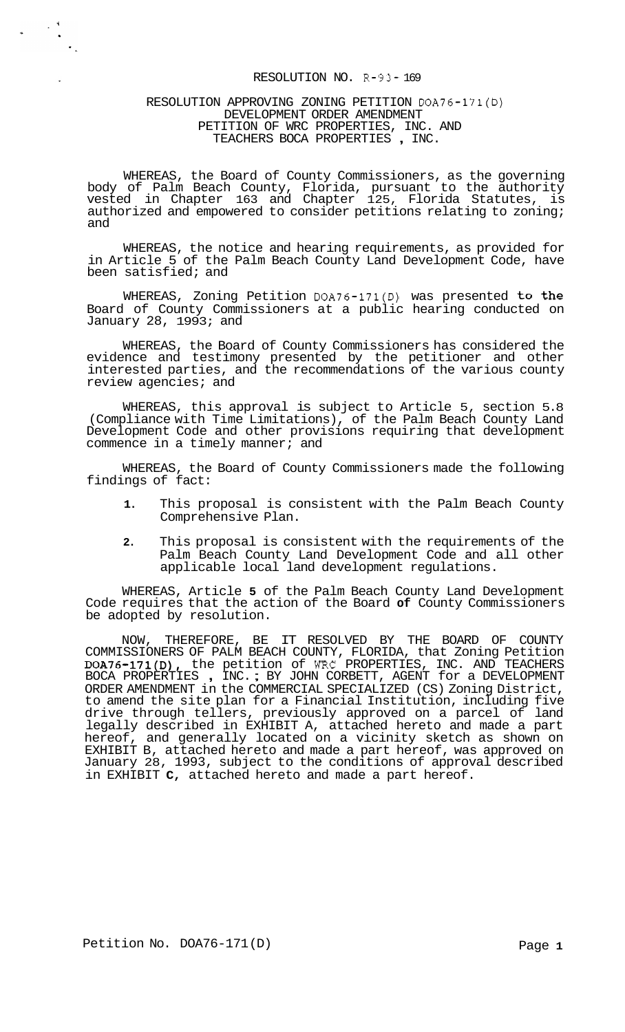# RESOLUTION NO. R-93-169

## RESOLUTION APPROVING ZONING PETITION DOA76-171(D) DEVELOPMENT ORDER AMENDMENT PETITION OF WRC PROPERTIES, INC. AND TEACHERS BOCA PROPERTIES , INC.

WHEREAS, the Board of County Commissioners, as the governing body of Palm Beach County, Florida, pursuant to the authority vested in Chapter 163 and Chapter 125, Florida Statutes, is authorized and empowered to consider petitions relating to zoning; and

WHEREAS, the notice and hearing requirements, as provided for in Article 5 of the Palm Beach County Land Development Code, have been satisfied; and

WHEREAS, Zoning Petition DOA76-171(D) was presented to the Board of County Commissioners at a public hearing conducted on January 28, 1993; and

WHEREAS, the Board of County Commissioners has considered the evidence and testimony presented by the petitioner and other interested parties, and the recommendations of the various county review agencies; and

WHEREAS, this approval is subject to Article 5, section 5.8 (Compliance with Time Limitations), of the Palm Beach County Land Development Code and other provisions requiring that development commence in a timely manner; and

WHEREAS, the Board of County Commissioners made the following findings of fact:

1. This proposal is consistent with the Palm Beach County Comprehensive Plan.
2. This proposal is consistent with the requirements of the Palm Beach County Land Development Code and all other applicable local land development regulations.

WHEREAS, Article 5 of the Palm Beach County Land Development Code requires that the action of the Board of County Commissioners be adopted by resolution.

NOW, THEREFORE, BE IT RESOLVED BY THE BOARD OF COUNTY COMMISSIONERS OF PALM BEACH COUNTY, FLORIDA, that Zoning Petition DOA76-171(D), the petition of WRC PROPERTIES, INC. AND TEACHERS BOCA PROPERTIES , INC.; BY JOHN CORBETT, AGENT for a DEVELOPMENT ORDER AMENDMENT in the COMMERCIAL SPECIALIZED (CS) Zoning District, to amend the site plan for a Financial Institution, including five drive through tellers, previously approved on a parcel of land legally described in EXHIBIT A, attached hereto and made a part hereof, and generally located on a vicinity sketch as shown on EXHIBIT B, attached hereto and made a part hereof, was approved on January 28, 1993, subject to the conditions of approval described in EXHIBIT C, attached hereto and made a part hereof.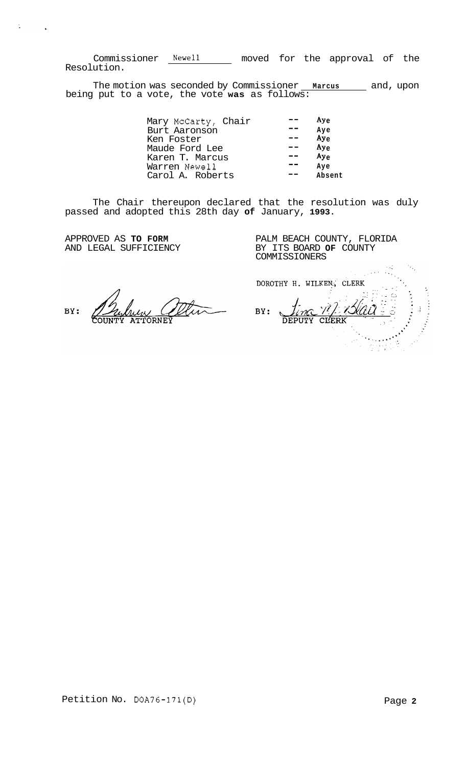Commissioner Newell moved for the approval of the Resolution.

The motion was seconded by Commissioner Marcus and, upon being put to a vote, the vote was as follows:

| | | |
|---|---|---|
| Mary McCarty, Chair | -- | Aye |
| Burt Aaronson | -- | Aye |
| Ken Foster | -- | Aye |
| Maude Ford Lee | -- | Aye |
| Karen T. Marcus | -- | Aye |
| Warren Newell | -- | Aye |
| Carol A. Roberts | -- | Absent |

The Chair thereupon declared that the resolution was duly passed and adopted this 28th day of January, 1993.

APPROVED AS TO FORM
AND LEGAL SUFFICIENCY

BY: COUNTY ATTORNEY

PALM BEACH COUNTY, FLORIDA
BY ITS BOARD OF COUNTY
COMMISSIONERS

DOROTHY H. WILKEN, CLERK

BY: DEPUTY CLERK

Petition No. DOA76-171(D)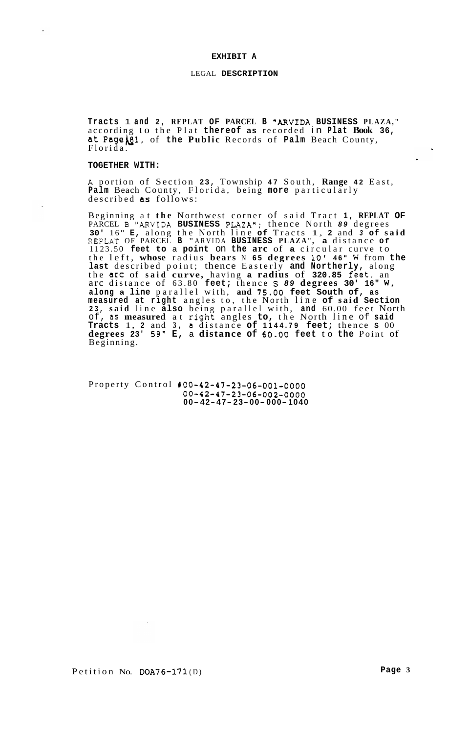# EXHIBIT A

## LEGAL DESCRIPTION

Tracts 1 and 2, REPLAT OF PARCEL B "ARVIDA BUSINESS PLAZA," according to the Plat thereof as recorded in Plat Book 36, at Page 181, of the Public Records of Palm Beach County, Florida.

**TOGETHER WITH:**

A portion of Section 23, Township 47 South, Range 42 East, Palm Beach County, Florida, being more particularly described as follows:

Beginning at the Northwest corner of said Tract 1, REPLAT OF PARCEL B "ARVIDA BUSINESS PLAZA"; thence North 89 degrees 30' 16" E, along the North line of Tracts 1, 2 and 3 of said REPLAT OF PARCEL B "ARVIDA BUSINESS PLAZA", a distance of 1123.50 feet to a point on the arc of a circular curve to the left, whose radius bears N 65 degrees 10' 46" W from the last described point; thence Easterly and Northerly, along the arc of said curve, having a radius of 320.85 feet, an arc distance of 63.80 feet; thence S 89 degrees 30' 16" W, along a line parallel with, and 75.00 feet South of, as measured at right angles to, the North line of said Section 23, said line also being parallel with, and 60.00 feet North of, as measured at right angles to, the North line of said Tracts 1, 2 and 3, a distance of 1144.79 feet; thence S 00 degrees 23' 59" E, a distance of 60.00 feet to the Point of Beginning.

Property Control #00-42-47-23-06-001-0000
00-42-47-23-06-002-0000
00-42-47-23-00-000-1040

Petition No. DOA76-171(D)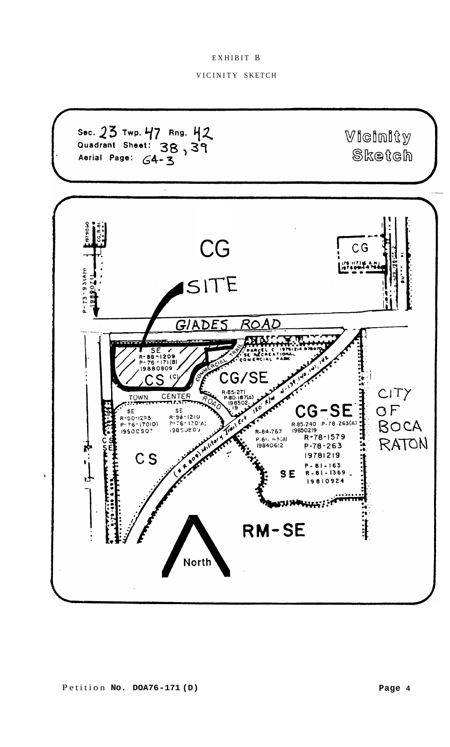EXHIBIT B

VICINITY SKETCH

Sec. 23 Twp. 47 Rng. 42
Quadrant Sheet: 38, 39
Aerial Page: 64-3

Vicinity Sketch

CG

SITE

GLADES ROAD

SE
R-88-1209
P-76-171(B)
19880809

CS (C)

PARCEL C 19761214 R76-870
SE RECREATIONAL
COMMERCIAL PARK

COMMERCIAL TRAIL

CG/SE

R-85-271
P-80-187(A)
198502-19

TOWN CENTER ROAD

SE
R-90-1295
P-76-170(D)
19900807

SE
R-98-1210
P-76-170(A)
19880809

CG-SE

R-85-240 P-78-263(A)
19850219

R-84-767
P-81-63(A)
19840612

R-78-1579
P-78-263
19781219

P-81-163
SE R-81-1369
19810924

CITY OF BOCA RATON

CS

(S.R. 809) Military Trail Ext.

RM-SE

North

Petition No. DOA76-171(D)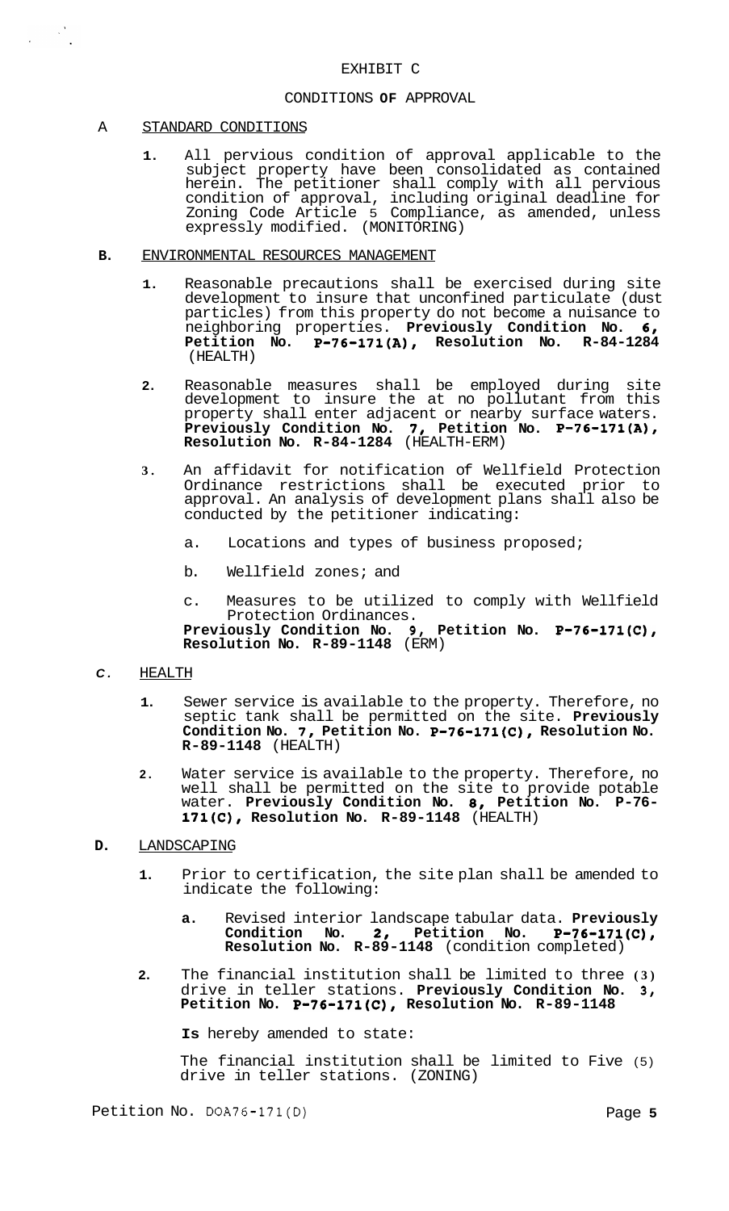# EXHIBIT C

## CONDITIONS OF APPROVAL

A STANDARD CONDITIONS

1. All pervious condition of approval applicable to the subject property have been consolidated as contained herein. The petitioner shall comply with all pervious condition of approval, including original deadline for Zoning Code Article 5 Compliance, as amended, unless expressly modified. (MONITORING)

**B.** ENVIRONMENTAL RESOURCES MANAGEMENT

1. Reasonable precautions shall be exercised during site development to insure that unconfined particulate (dust particles) from this property do not become a nuisance to neighboring properties. **Previously Condition No. 6, Petition No. P-76-171(A), Resolution No. R-84-1284** (HEALTH)

2. Reasonable measures shall be employed during site development to insure the at no pollutant from this property shall enter adjacent or nearby surface waters. **Previously Condition No. 7, Petition No. P-76-171(A), Resolution No. R-84-1284** (HEALTH-ERM)

3. An affidavit for notification of Wellfield Protection Ordinance restrictions shall be executed prior to approval. An analysis of development plans shall also be conducted by the petitioner indicating:

   a. Locations and types of business proposed;

   b. Wellfield zones; and

   c. Measures to be utilized to comply with Wellfield Protection Ordinances.

   **Previously Condition No. 9, Petition No. P-76-171(C), Resolution No. R-89-1148** (ERM)

*C*. HEALTH

1. Sewer service is available to the property. Therefore, no septic tank shall be permitted on the site. **Previously Condition No. 7, Petition No. P-76-171(C), Resolution No. R-89-1148** (HEALTH)

2. Water service is available to the property. Therefore, no well shall be permitted on the site to provide potable water. **Previously Condition No. 8, Petition No. P-76-171(C), Resolution No. R-89-1148** (HEALTH)

**D.** LANDSCAPING

1. Prior to certification, the site plan shall be amended to indicate the following:

   **a.** Revised interior landscape tabular data. **Previously Condition No. 2, Petition No. P-76-171(C), Resolution No. R-89-1148** (condition completed)

2. The financial institution shall be limited to three (3) drive in teller stations. **Previously Condition No. 3, Petition No. P-76-171(C), Resolution No. R-89-1148**

   **Is** hereby amended to state:

   The financial institution shall be limited to Five (5) drive in teller stations. (ZONING)

Petition No. DOA76-171(D)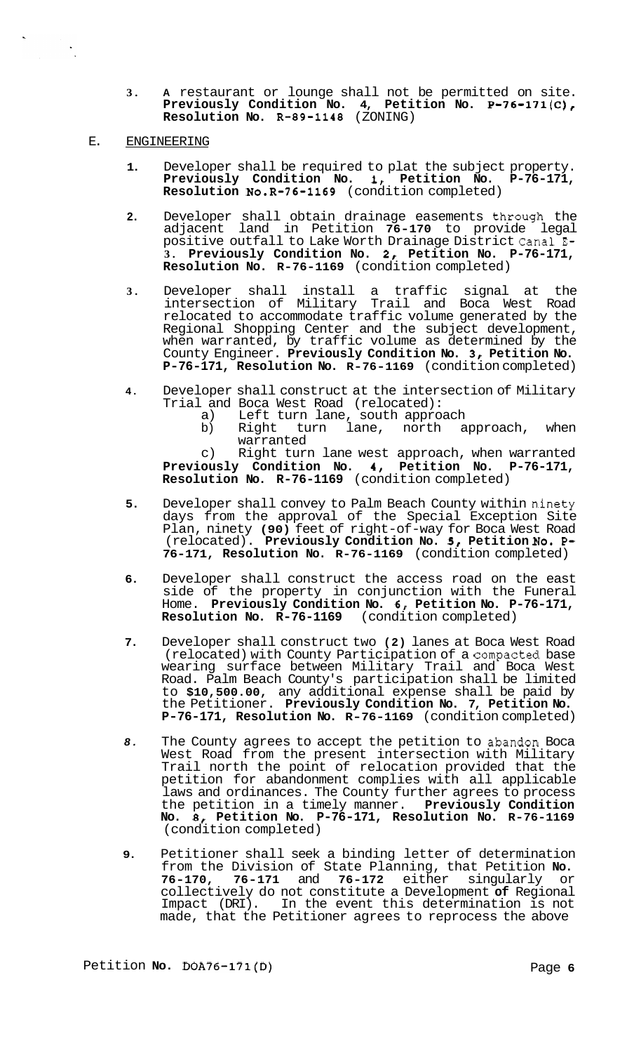3. A restaurant or lounge shall not be permitted on site. **Previously Condition No. 4, Petition No. P-76-171(C), Resolution No. R-89-1148** (ZONING)

E. ENGINEERING

1. Developer shall be required to plat the subject property. **Previously Condition No. 1, Petition No. P-76-171, Resolution No.R-76-1169** (condition completed)

2. Developer shall obtain drainage easements through the adjacent land in Petition **76-170** to provide legal positive outfall to Lake Worth Drainage District Canal E-3. **Previously Condition No. 2, Petition No. P-76-171, Resolution No. R-76-1169** (condition completed)

3. Developer shall install a traffic signal at the intersection of Military Trail and Boca West Road relocated to accommodate traffic volume generated by the Regional Shopping Center and the subject development, when warranted, by traffic volume as determined by the County Engineer. **Previously Condition No. 3, Petition No. P-76-171, Resolution No. R-76-1169** (condition completed)

4. Developer shall construct at the intersection of Military Trial and Boca West Road (relocated):
   a) Left turn lane, south approach
   b) Right turn lane, north approach, when warranted
   c) Right turn lane west approach, when warranted

   **Previously Condition No. 4, Petition No. P-76-171, Resolution No. R-76-1169** (condition completed)

5. Developer shall convey to Palm Beach County within ninety days from the approval of the Special Exception Site Plan, ninety **(90)** feet of right-of-way for Boca West Road (relocated). **Previously Condition No. 5, Petition No. P-76-171, Resolution No. R-76-1169** (condition completed)

6. Developer shall construct the access road on the east side of the property in conjunction with the Funeral Home. **Previously Condition No. 6, Petition No. P-76-171, Resolution No. R-76-1169** (condition completed)

7. Developer shall construct two **(2)** lanes at Boca West Road (relocated) with County Participation of a compacted base wearing surface between Military Trail and Boca West Road. Palm Beach County's participation shall be limited to **$10,500.00**, any additional expense shall be paid by the Petitioner. **Previously Condition No. 7, Petition No. P-76-171, Resolution No. R-76-1169** (condition completed)

8. The County agrees to accept the petition to abandon Boca West Road from the present intersection with Military Trail north the point of relocation provided that the petition for abandonment complies with all applicable laws and ordinances. The County further agrees to process the petition in a timely manner. **Previously Condition No. 8, Petition No. P-76-171, Resolution No. R-76-1169** (condition completed)

9. Petitioner shall seek a binding letter of determination from the Division of State Planning, that Petition **No. 76-170, 76-171** and **76-172** either singularly or collectively do not constitute a Development **of** Regional Impact (DRI). In the event this determination is not made, that the Petitioner agrees to reprocess the above

Petition **No.** DOA76-171(D)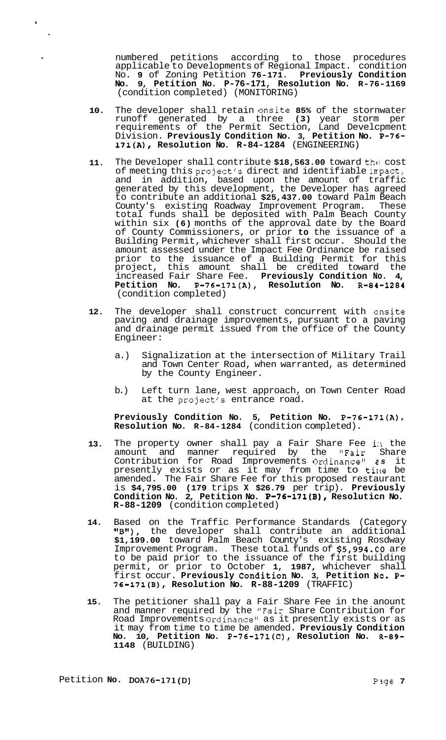numbered petitions according to those procedures applicable to Developments of Regional Impact. condition No. **9** of Zoning Petition **76-171. Previously Condition No. 9, Petition No. P-76-171, Resolution No. R-76-1169** (condition completed) (MONITORING)

**10.** The developer shall retain onsite **85%** of the stornwater runoff generated by a three **(3)** year storm per requirements of the Permit Section, Land Develcpment Division. **Previously Condition No. 3, Petition No. P-76-171(A), Resolution No. R-84-1284** (ENGINEERING)

**11.** The Developer shall contribute **$18,563.00** toward the cost of meeting this project's direct and identifiable impact, and in addition, based upon the amount of traffic generated by this development, the Developer has agreed to contribute an additional **$25,437.00** toward Palm Beach County's existing Roadway Improvement Program. These total funds shall be deposited with Palm Beach County within six **(6)** months of the approval date by the Board of County Commissioners, or prior **to** the issuance of a Building Permit, whichever shall first occur. Should the amount assessed under the Impact Fee Ordinance be raised prior to the issuance of a Building Permit for this project, this amount shall be credited toward the increased Fair Share Fee. **Previously Condition No. 4, Petition No. P-76-171(A), Resolution No. R-84-1284** (condition completed)

**12.** The developer shall construct concurrent with onsite paving and drainage improvements, pursuant to a paving and drainage permit issued from the office of the County Engineer:

a.) Signalization at the intersection of Military Trail and Town Center Road, when warranted, as determined by the County Engineer.

b.) Left turn lane, west approach, on Town Center Road at the project's entrance road.

**Previously Condition No. 5, Petition No. P-76-171(A), Resolution No. R-84-1284** (condition completed).

**13.** The property owner shall pay a Fair Share Fee in the amount and manner required by the "Fair Share Contribution for Road Improvements Ordinance" as it presently exists or as it may from time to time be amended. The Fair Share Fee for this proposed restaurant is **$4,795.00 (179** trips **X $26.79** per trip). **Previously Condition No. 2, Petition No. P-76-171(B), Resolution No. R-88-1209** (condition completed)

**14.** Based on the Traffic Performance Standards (Category "B"), the developer shall contribute an additional **$1,199.00** toward Palm Beach County's existing Rosdway Improvement Program. These total funds of **$5,994.00** are to be paid prior to the issuance of the first building permit, or prior to October **1, 1987**, whichever shall first occur. **Previously Condition No. 3, Petition No. P-76-171(B), Resolution No. R-88-1209** (TRAFFIC)

**15.** The petitioner shall pay a Fair Share Fee in the anount and manner required by the "Fair Share Contribution for Road Improvements Ordinance" as it presently exists or as it may from time to time be amended. **Previously Condition No. 10, Petition No. P-76-171(C), Resolution No. R-89-1148** (BUILDING)

Petition **No. DOA76-171(D)**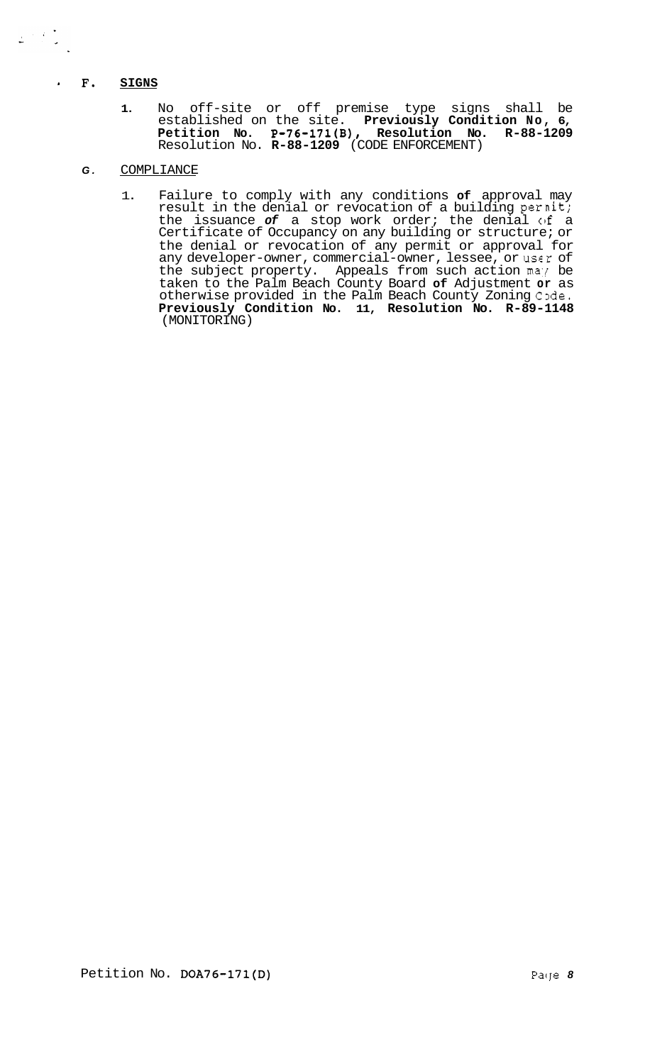## F. SIGNS

1. No off-site or off premise type signs shall be established on the site. **Previously Condition No. 6, Petition No. P-76-171(B), Resolution No. R-88-1209** Resolution No. **R-88-1209** (CODE ENFORCEMENT)

## G. COMPLIANCE

1. Failure to comply with any conditions **of** approval may result in the denial or revocation of a building permit; the issuance *of* a stop work order; the denial of a Certificate of Occupancy on any building or structure; or the denial or revocation of any permit or approval for any developer-owner, commercial-owner, lessee, or user of the subject property. Appeals from such action may be taken to the Palm Beach County Board **of** Adjustment **or** as otherwise provided in the Palm Beach County Zoning Code. **Previously Condition No. 11, Resolution No. R-89-1148** (MONITORING)

Petition No. DOA76-171(D)